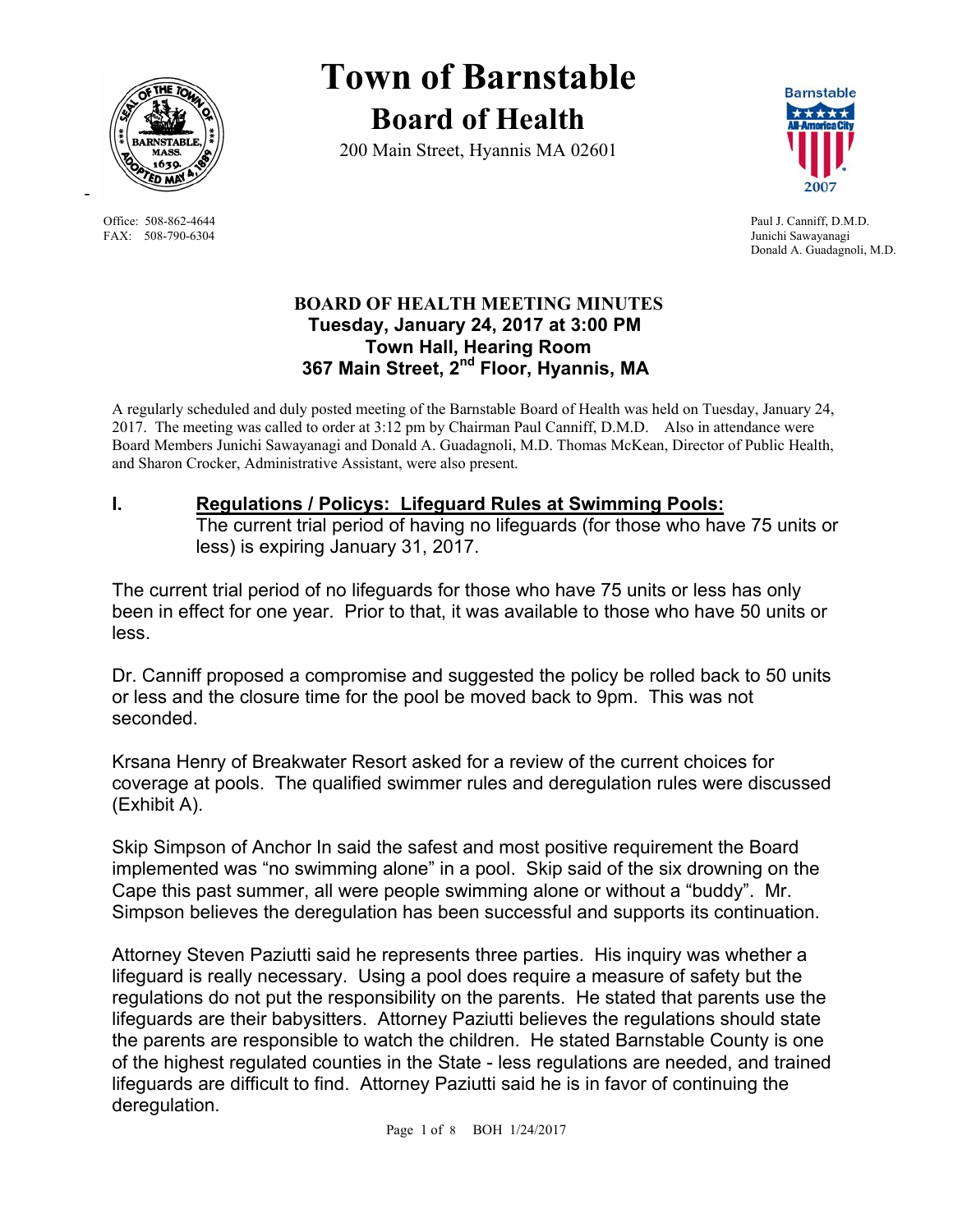# Town of Barnstable

## Board of Health

200 Main Street, Hyannis MA 02601

Office: 508-862-4644
FAX: 508-790-6304

Paul J. Canniff, D.M.D.
Junichi Sawayanagi
Donald A. Guadagnoli, M.D.

### BOARD OF HEALTH MEETING MINUTES
**Tuesday, January 24, 2017 at 3:00 PM**
**Town Hall, Hearing Room**
**367 Main Street, 2nd Floor, Hyannis, MA**

A regularly scheduled and duly posted meeting of the Barnstable Board of Health was held on Tuesday, January 24, 2017. The meeting was called to order at 3:12 pm by Chairman Paul Canniff, D.M.D. Also in attendance were Board Members Junichi Sawayanagi and Donald A. Guadagnoli, M.D. Thomas McKean, Director of Public Health, and Sharon Crocker, Administrative Assistant, were also present.

**I. Regulations / Policys: Lifeguard Rules at Swimming Pools:**
The current trial period of having no lifeguards (for those who have 75 units or less) is expiring January 31, 2017.

The current trial period of no lifeguards for those who have 75 units or less has only been in effect for one year. Prior to that, it was available to those who have 50 units or less.

Dr. Canniff proposed a compromise and suggested the policy be rolled back to 50 units or less and the closure time for the pool be moved back to 9pm. This was not seconded.

Krsana Henry of Breakwater Resort asked for a review of the current choices for coverage at pools. The qualified swimmer rules and deregulation rules were discussed (Exhibit A).

Skip Simpson of Anchor In said the safest and most positive requirement the Board implemented was "no swimming alone" in a pool. Skip said of the six drowning on the Cape this past summer, all were people swimming alone or without a "buddy". Mr. Simpson believes the deregulation has been successful and supports its continuation.

Attorney Steven Paziutti said he represents three parties. His inquiry was whether a lifeguard is really necessary. Using a pool does require a measure of safety but the regulations do not put the responsibility on the parents. He stated that parents use the lifeguards are their babysitters. Attorney Paziutti believes the regulations should state the parents are responsible to watch the children. He stated Barnstable County is one of the highest regulated counties in the State - less regulations are needed, and trained lifeguards are difficult to find. Attorney Paziutti said he is in favor of continuing the deregulation.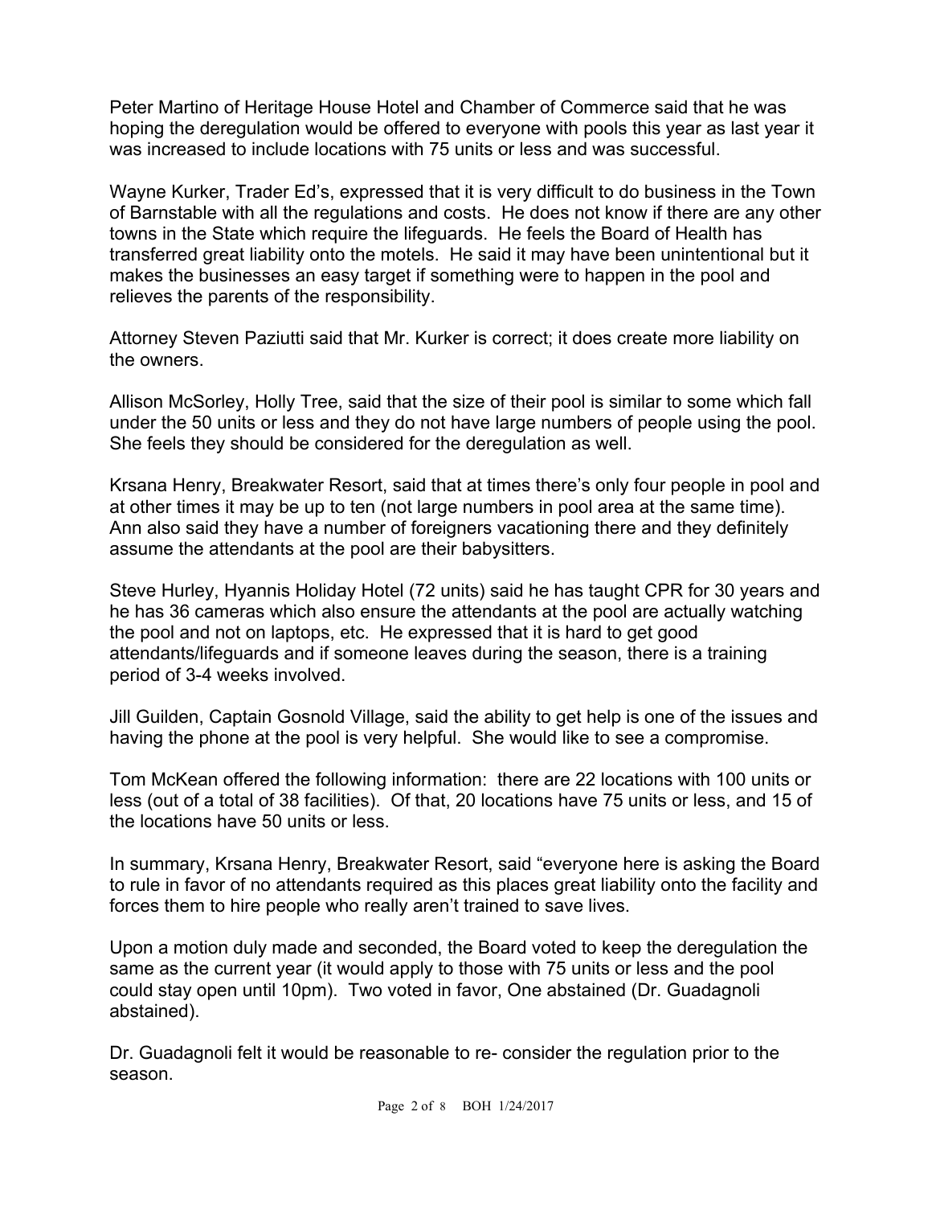Peter Martino of Heritage House Hotel and Chamber of Commerce said that he was hoping the deregulation would be offered to everyone with pools this year as last year it was increased to include locations with 75 units or less and was successful.

Wayne Kurker, Trader Ed's, expressed that it is very difficult to do business in the Town of Barnstable with all the regulations and costs. He does not know if there are any other towns in the State which require the lifeguards. He feels the Board of Health has transferred great liability onto the motels. He said it may have been unintentional but it makes the businesses an easy target if something were to happen in the pool and relieves the parents of the responsibility.

Attorney Steven Paziutti said that Mr. Kurker is correct; it does create more liability on the owners.

Allison McSorley, Holly Tree, said that the size of their pool is similar to some which fall under the 50 units or less and they do not have large numbers of people using the pool. She feels they should be considered for the deregulation as well.

Krsana Henry, Breakwater Resort, said that at times there's only four people in pool and at other times it may be up to ten (not large numbers in pool area at the same time). Ann also said they have a number of foreigners vacationing there and they definitely assume the attendants at the pool are their babysitters.

Steve Hurley, Hyannis Holiday Hotel (72 units) said he has taught CPR for 30 years and he has 36 cameras which also ensure the attendants at the pool are actually watching the pool and not on laptops, etc. He expressed that it is hard to get good attendants/lifeguards and if someone leaves during the season, there is a training period of 3-4 weeks involved.

Jill Guilden, Captain Gosnold Village, said the ability to get help is one of the issues and having the phone at the pool is very helpful. She would like to see a compromise.

Tom McKean offered the following information: there are 22 locations with 100 units or less (out of a total of 38 facilities). Of that, 20 locations have 75 units or less, and 15 of the locations have 50 units or less.

In summary, Krsana Henry, Breakwater Resort, said "everyone here is asking the Board to rule in favor of no attendants required as this places great liability onto the facility and forces them to hire people who really aren't trained to save lives.

Upon a motion duly made and seconded, the Board voted to keep the deregulation the same as the current year (it would apply to those with 75 units or less and the pool could stay open until 10pm). Two voted in favor, One abstained (Dr. Guadagnoli abstained).

Dr. Guadagnoli felt it would be reasonable to re- consider the regulation prior to the season.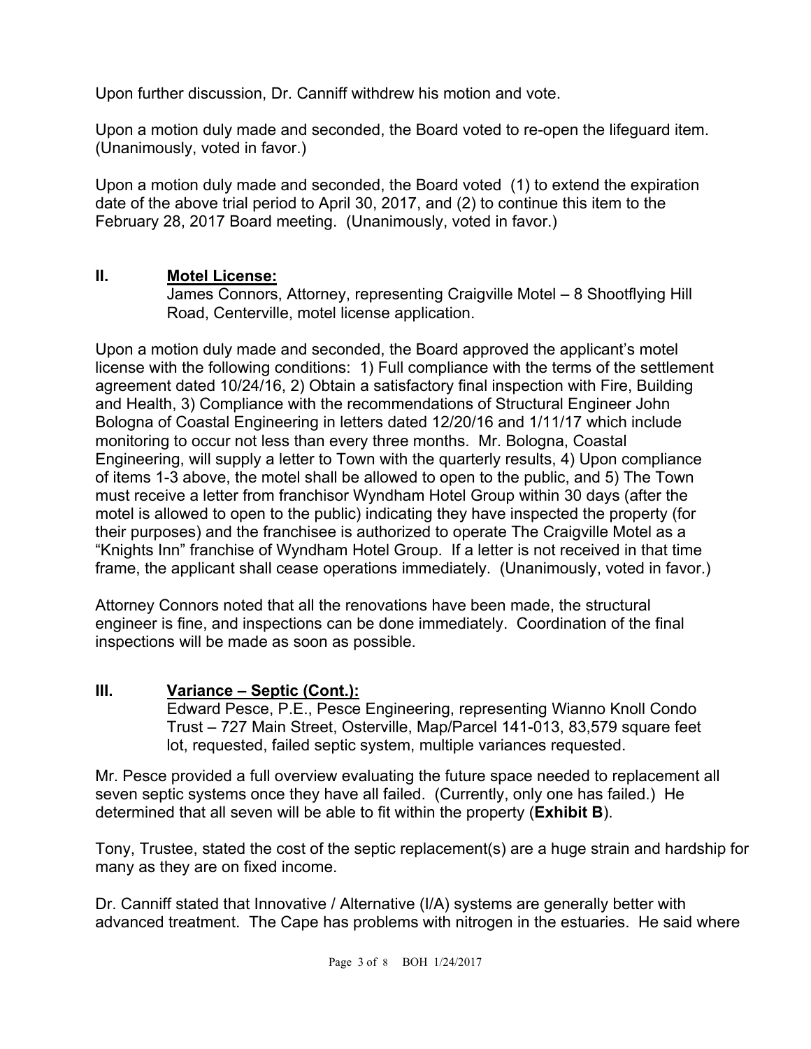Upon further discussion, Dr. Canniff withdrew his motion and vote.

Upon a motion duly made and seconded, the Board voted to re-open the lifeguard item. (Unanimously, voted in favor.)

Upon a motion duly made and seconded, the Board voted (1) to extend the expiration date of the above trial period to April 30, 2017, and (2) to continue this item to the February 28, 2017 Board meeting. (Unanimously, voted in favor.)

## II. Motel License:

James Connors, Attorney, representing Craigville Motel – 8 Shootflying Hill Road, Centerville, motel license application.

Upon a motion duly made and seconded, the Board approved the applicant's motel license with the following conditions: 1) Full compliance with the terms of the settlement agreement dated 10/24/16, 2) Obtain a satisfactory final inspection with Fire, Building and Health, 3) Compliance with the recommendations of Structural Engineer John Bologna of Coastal Engineering in letters dated 12/20/16 and 1/11/17 which include monitoring to occur not less than every three months. Mr. Bologna, Coastal Engineering, will supply a letter to Town with the quarterly results, 4) Upon compliance of items 1-3 above, the motel shall be allowed to open to the public, and 5) The Town must receive a letter from franchisor Wyndham Hotel Group within 30 days (after the motel is allowed to open to the public) indicating they have inspected the property (for their purposes) and the franchisee is authorized to operate The Craigville Motel as a "Knights Inn" franchise of Wyndham Hotel Group. If a letter is not received in that time frame, the applicant shall cease operations immediately. (Unanimously, voted in favor.)

Attorney Connors noted that all the renovations have been made, the structural engineer is fine, and inspections can be done immediately. Coordination of the final inspections will be made as soon as possible.

## III. Variance – Septic (Cont.):

Edward Pesce, P.E., Pesce Engineering, representing Wianno Knoll Condo Trust – 727 Main Street, Osterville, Map/Parcel 141-013, 83,579 square feet lot, requested, failed septic system, multiple variances requested.

Mr. Pesce provided a full overview evaluating the future space needed to replacement all seven septic systems once they have all failed. (Currently, only one has failed.) He determined that all seven will be able to fit within the property (**Exhibit B**).

Tony, Trustee, stated the cost of the septic replacement(s) are a huge strain and hardship for many as they are on fixed income.

Dr. Canniff stated that Innovative / Alternative (I/A) systems are generally better with advanced treatment. The Cape has problems with nitrogen in the estuaries. He said where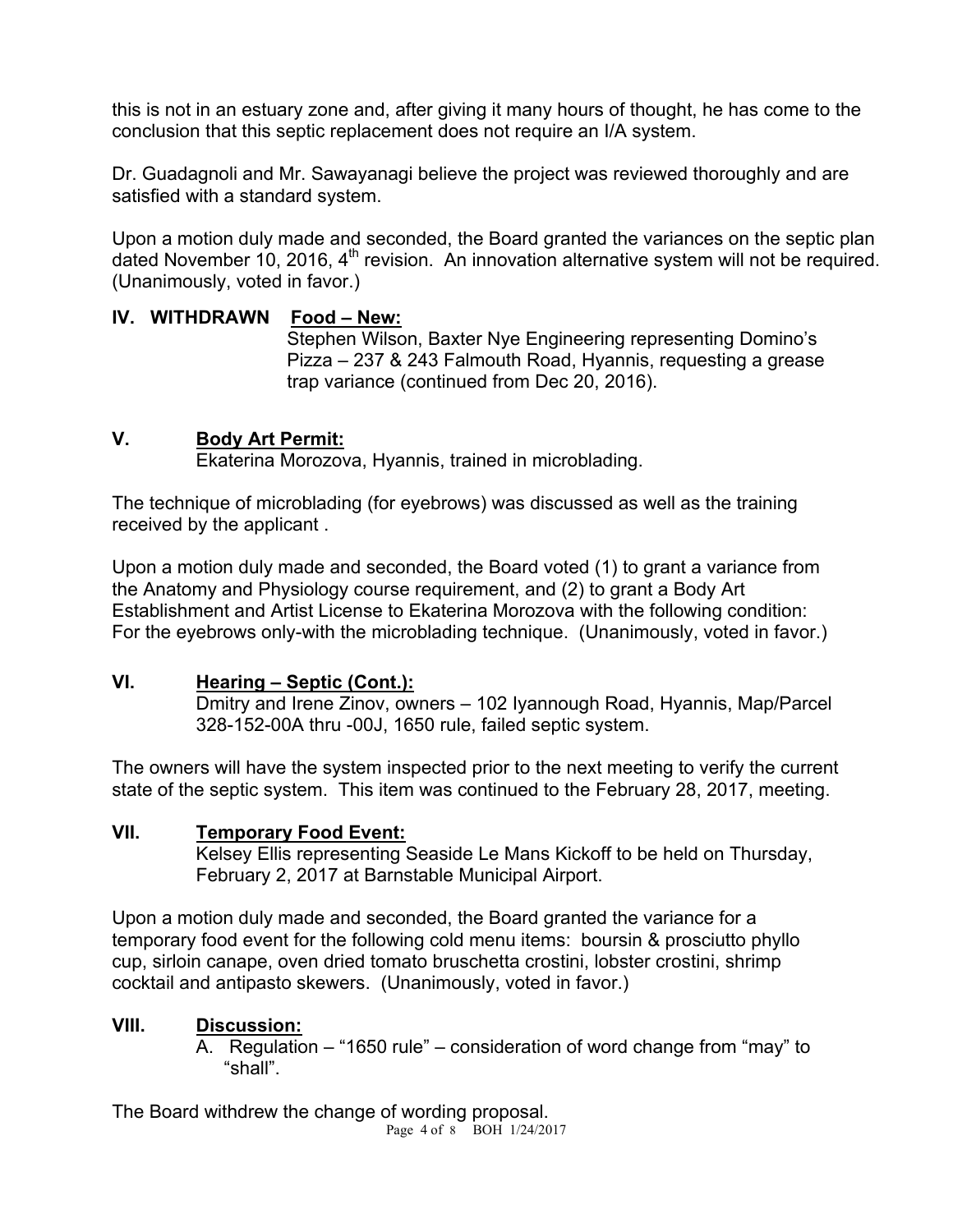this is not in an estuary zone and, after giving it many hours of thought, he has come to the conclusion that this septic replacement does not require an I/A system.

Dr. Guadagnoli and Mr. Sawayanagi believe the project was reviewed thoroughly and are satisfied with a standard system.

Upon a motion duly made and seconded, the Board granted the variances on the septic plan dated November 10, 2016, 4th revision. An innovation alternative system will not be required. (Unanimously, voted in favor.)

## IV. WITHDRAWN <u>Food – New:</u>

Stephen Wilson, Baxter Nye Engineering representing Domino's Pizza – 237 & 243 Falmouth Road, Hyannis, requesting a grease trap variance (continued from Dec 20, 2016).

## V. <u>Body Art Permit:</u>

Ekaterina Morozova, Hyannis, trained in microblading.

The technique of microblading (for eyebrows) was discussed as well as the training received by the applicant .

Upon a motion duly made and seconded, the Board voted (1) to grant a variance from the Anatomy and Physiology course requirement, and (2) to grant a Body Art Establishment and Artist License to Ekaterina Morozova with the following condition: For the eyebrows only-with the microblading technique. (Unanimously, voted in favor.)

## VI. <u>Hearing – Septic (Cont.):</u>

Dmitry and Irene Zinov, owners – 102 Iyannough Road, Hyannis, Map/Parcel 328-152-00A thru -00J, 1650 rule, failed septic system.

The owners will have the system inspected prior to the next meeting to verify the current state of the septic system. This item was continued to the February 28, 2017, meeting.

## VII. <u>Temporary Food Event:</u>

Kelsey Ellis representing Seaside Le Mans Kickoff to be held on Thursday, February 2, 2017 at Barnstable Municipal Airport.

Upon a motion duly made and seconded, the Board granted the variance for a temporary food event for the following cold menu items: boursin & prosciutto phyllo cup, sirloin canape, oven dried tomato bruschetta crostini, lobster crostini, shrimp cocktail and antipasto skewers. (Unanimously, voted in favor.)

## VIII. <u>Discussion:</u>

A. Regulation – "1650 rule" – consideration of word change from "may" to "shall".

The Board withdrew the change of wording proposal.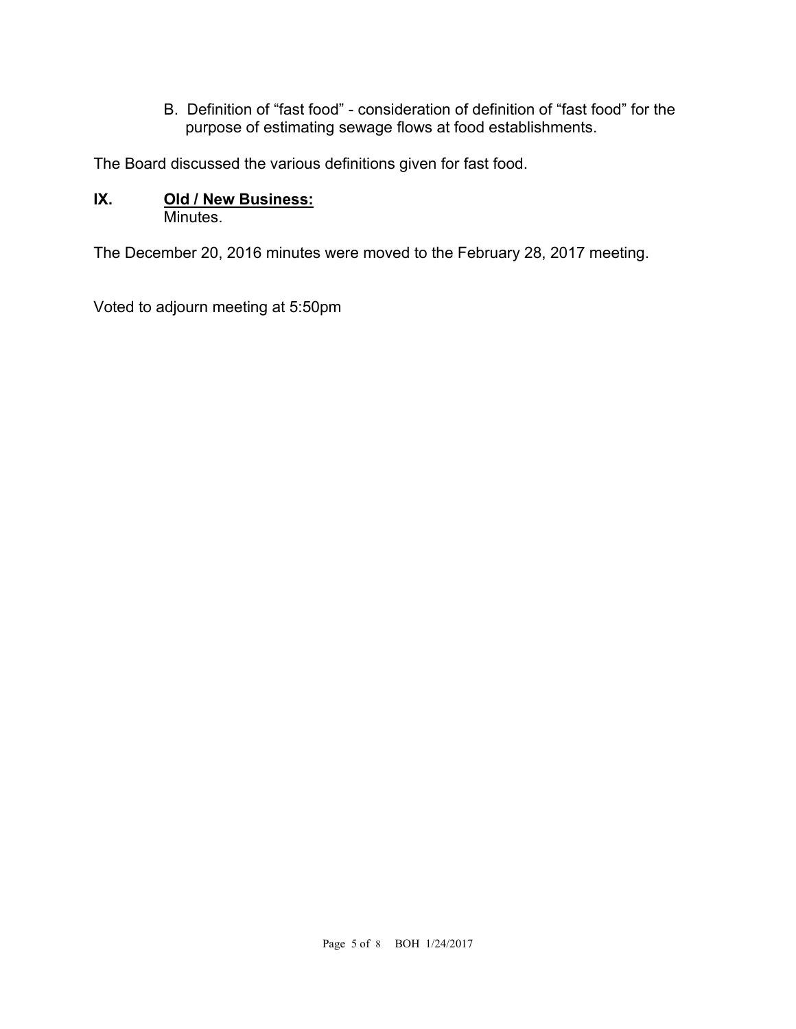B. Definition of "fast food" - consideration of definition of "fast food" for the purpose of estimating sewage flows at food establishments.

The Board discussed the various definitions given for fast food.

## IX. Old / New Business:

Minutes.

The December 20, 2016 minutes were moved to the February 28, 2017 meeting.

Voted to adjourn meeting at 5:50pm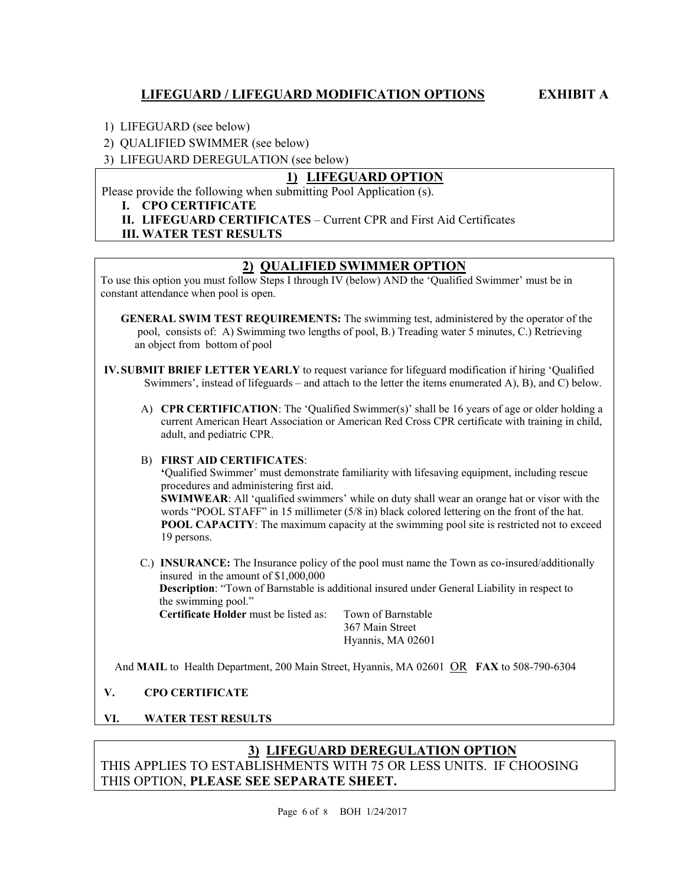## LIFEGUARD / LIFEGUARD MODIFICATION OPTIONS **EXHIBIT A**

1) LIFEGUARD (see below)
2) QUALIFIED SWIMMER (see below)
3) LIFEGUARD DEREGULATION (see below)

### 1) LIFEGUARD OPTION

Please provide the following when submitting Pool Application (s).

**I. CPO CERTIFICATE**

**II. LIFEGUARD CERTIFICATES** – Current CPR and First Aid Certificates

**III. WATER TEST RESULTS**

### 2) QUALIFIED SWIMMER OPTION

To use this option you must follow Steps I through IV (below) AND the 'Qualified Swimmer' must be in constant attendance when pool is open.

**GENERAL SWIM TEST REQUIREMENTS:** The swimming test, administered by the operator of the pool, consists of: A) Swimming two lengths of pool, B.) Treading water 5 minutes, C.) Retrieving an object from bottom of pool

**IV. SUBMIT BRIEF LETTER YEARLY** to request variance for lifeguard modification if hiring 'Qualified Swimmers', instead of lifeguards – and attach to the letter the items enumerated A), B), and C) below.

A) **CPR CERTIFICATION**: The 'Qualified Swimmer(s)' shall be 16 years of age or older holding a current American Heart Association or American Red Cross CPR certificate with training in child, adult, and pediatric CPR.

B) **FIRST AID CERTIFICATES**:
'Qualified Swimmer' must demonstrate familiarity with lifesaving equipment, including rescue procedures and administering first aid.
**SWIMWEAR**: All 'qualified swimmers' while on duty shall wear an orange hat or visor with the words "POOL STAFF" in 15 millimeter (5/8 in) black colored lettering on the front of the hat.
**POOL CAPACITY**: The maximum capacity at the swimming pool site is restricted not to exceed 19 persons.

C.) **INSURANCE:** The Insurance policy of the pool must name the Town as co-insured/additionally insured in the amount of $1,000,000
**Description**: "Town of Barnstable is additional insured under General Liability in respect to the swimming pool."
**Certificate Holder** must be listed as: Town of Barnstable
367 Main Street
Hyannis, MA 02601

And **MAIL** to Health Department, 200 Main Street, Hyannis, MA 02601 OR **FAX** to 508-790-6304

**V. CPO CERTIFICATE**

**VI. WATER TEST RESULTS**

### 3) LIFEGUARD DEREGULATION OPTION

THIS APPLIES TO ESTABLISHMENTS WITH 75 OR LESS UNITS. IF CHOOSING THIS OPTION, **PLEASE SEE SEPARATE SHEET.**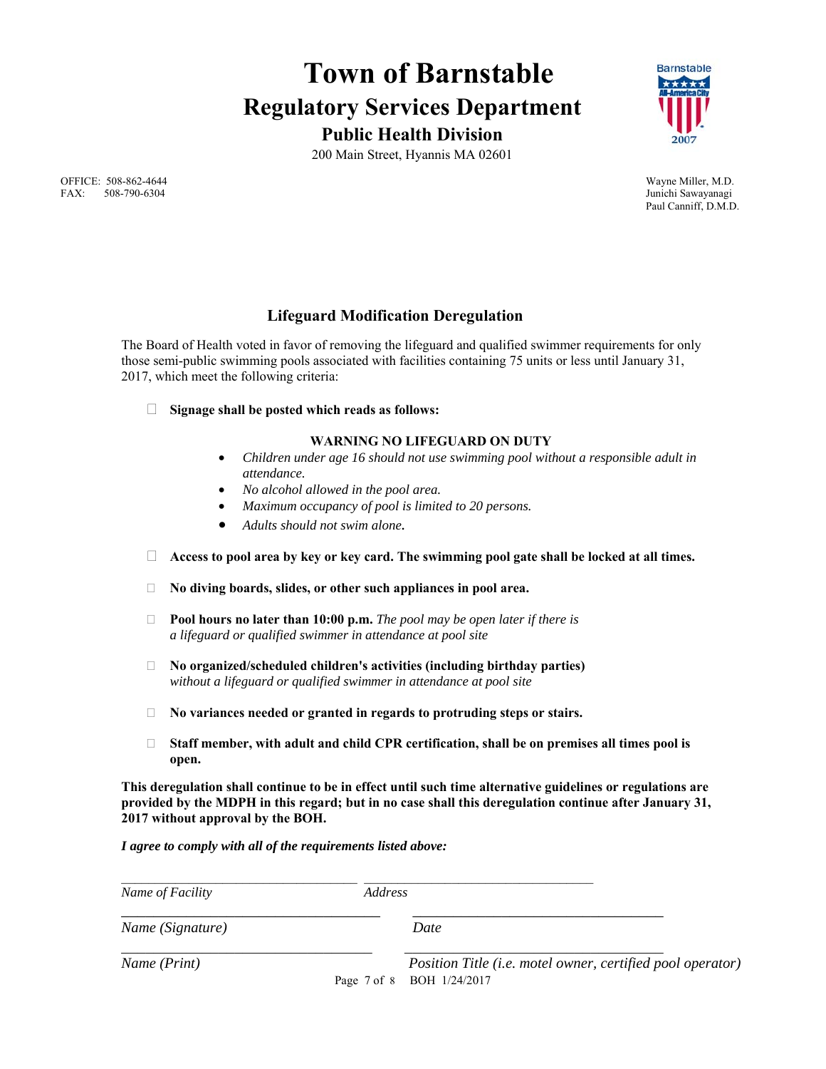# Town of Barnstable

## Regulatory Services Department

### Public Health Division

200 Main Street, Hyannis MA 02601

OFFICE: 508-862-4644
FAX: 508-790-6304

Wayne Miller, M.D.
Junichi Sawayanagi
Paul Canniff, D.M.D.

### Lifeguard Modification Deregulation

The Board of Health voted in favor of removing the lifeguard and qualified swimmer requirements for only those semi-public swimming pools associated with facilities containing 75 units or less until January 31, 2017, which meet the following criteria:

- ☐ **Signage shall be posted which reads as follows:**

  **WARNING NO LIFEGUARD ON DUTY**

  - *Children under age 16 should not use swimming pool without a responsible adult in attendance.*
  - *No alcohol allowed in the pool area.*
  - *Maximum occupancy of pool is limited to 20 persons.*
  - *Adults should not swim alone.*

- ☐ **Access to pool area by key or key card. The swimming pool gate shall be locked at all times.**

- ☐ **No diving boards, slides, or other such appliances in pool area.**

- ☐ **Pool hours no later than 10:00 p.m.** *The pool may be open later if there is a lifeguard or qualified swimmer in attendance at pool site*

- ☐ **No organized/scheduled children's activities (including birthday parties)** *without a lifeguard or qualified swimmer in attendance at pool site*

- ☐ **No variances needed or granted in regards to protruding steps or stairs.**

- ☐ **Staff member, with adult and child CPR certification, shall be on premises all times pool is open.**

**This deregulation shall continue to be in effect until such time alternative guidelines or regulations are provided by the MDPH in this regard; but in no case shall this deregulation continue after January 31, 2017 without approval by the BOH.**

***I agree to comply with all of the requirements listed above:***

| | |
|---|---|
| _______________________________ | _______________________________ |
| *Name of Facility* | *Address* |
| _______________________________ | _______________________________ |
| *Name (Signature)* | *Date* |
| _______________________________ | _______________________________ |
| *Name (Print)* | *Position Title (i.e. motel owner, certified pool operator)* |

BOH 1/24/2017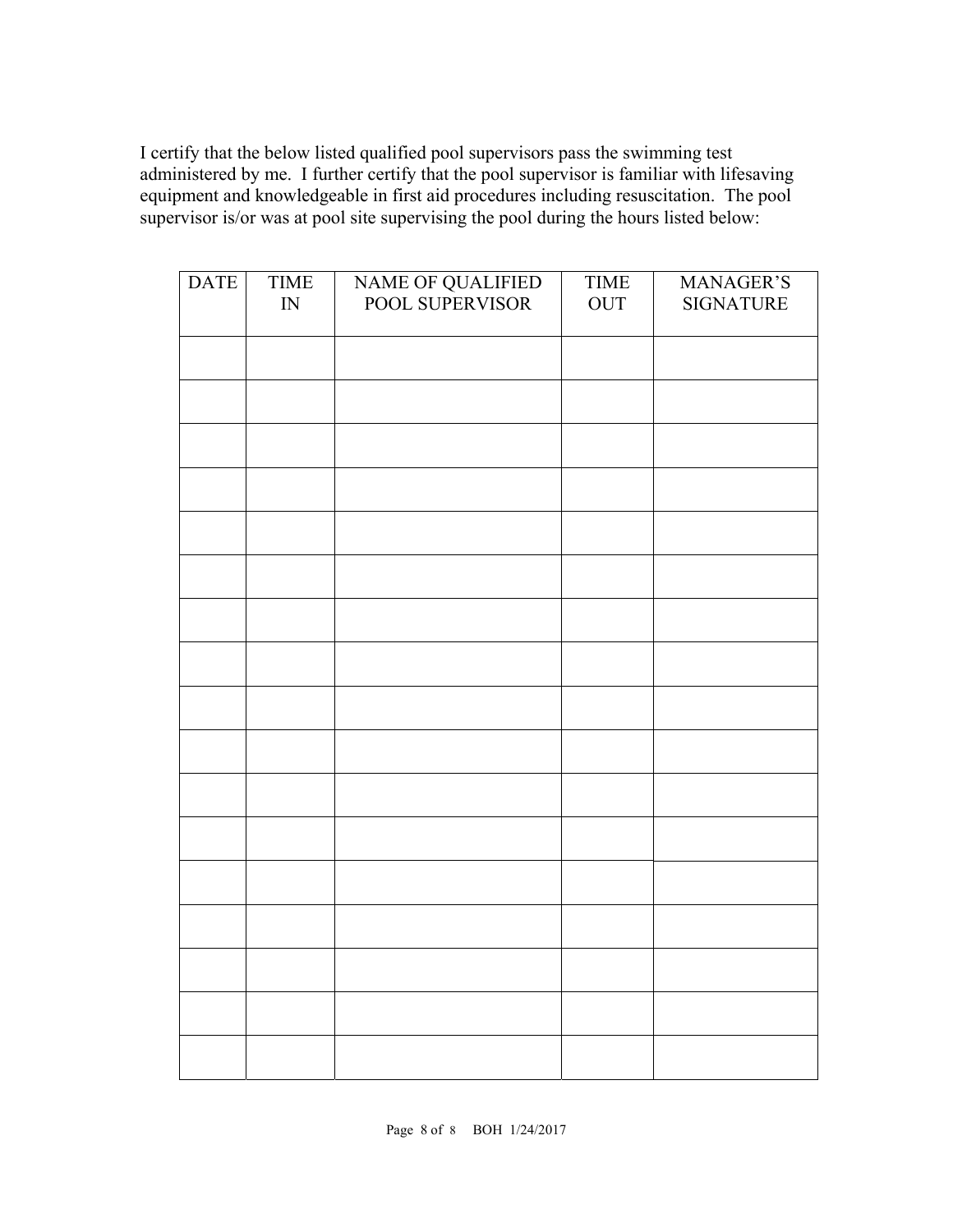I certify that the below listed qualified pool supervisors pass the swimming test administered by me. I further certify that the pool supervisor is familiar with lifesaving equipment and knowledgeable in first aid procedures including resuscitation. The pool supervisor is/or was at pool site supervising the pool during the hours listed below:

| DATE | TIME IN | NAME OF QUALIFIED POOL SUPERVISOR | TIME OUT | MANAGER'S SIGNATURE |
|---|---|---|---|---|
| | | | | |
| | | | | |
| | | | | |
| | | | | |
| | | | | |
| | | | | |
| | | | | |
| | | | | |
| | | | | |
| | | | | |
| | | | | |
| | | | | |
| | | | | |
| | | | | |
| | | | | |
| | | | | |
| | | | | |